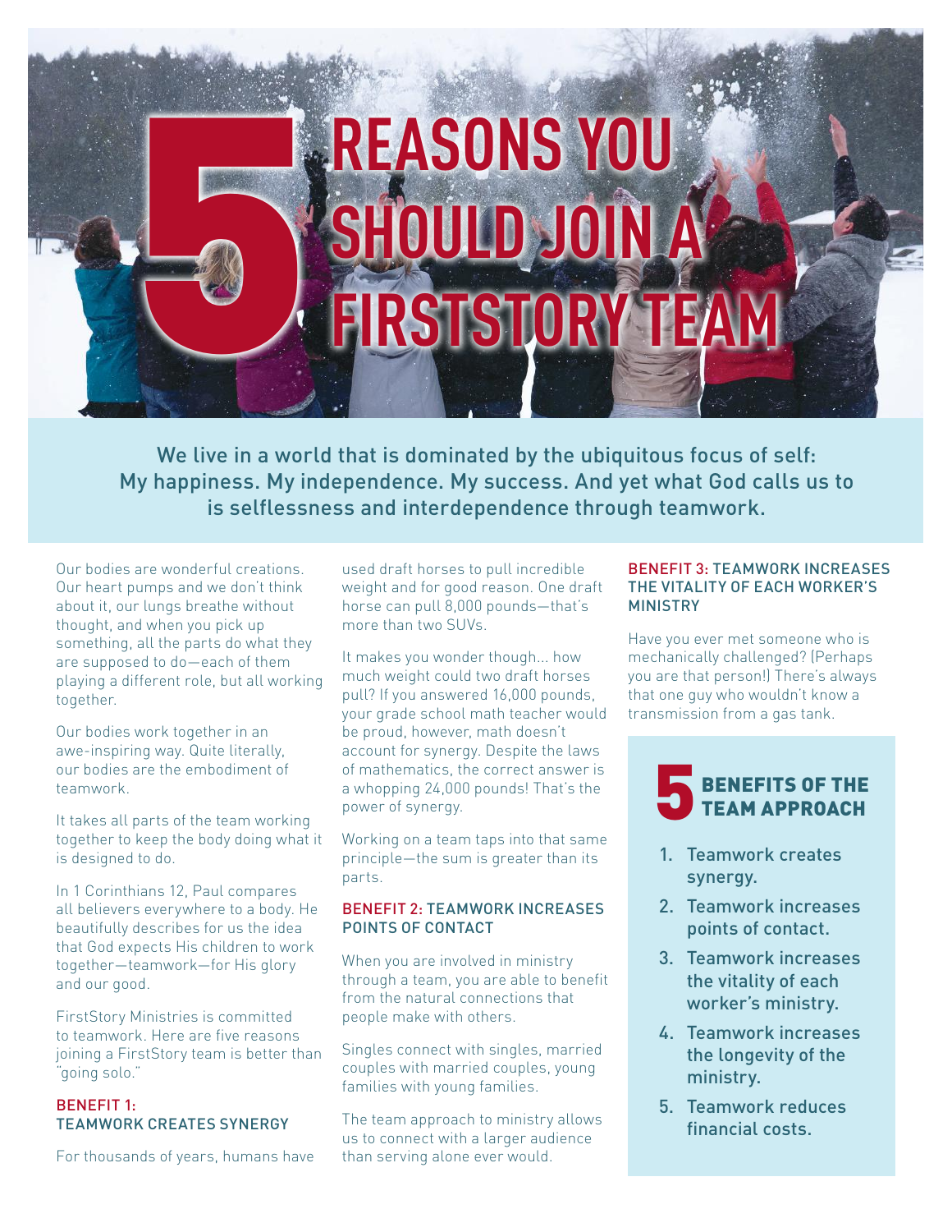# 5 REASONS YOU SHOULD JOIN A FIRSTSTORY TEAM

**We live in a world that is dominated by the ubiquitous focus of self: My happiness. My independence. My success. And yet what God calls us to is selflessness and interdependence through teamwork.**

Our bodies are wonderful creations. Our heart pumps and we don't think about it, our lungs breathe without thought, and when you pick up something, all the parts do what they are supposed to do—each of them playing a different role, but all working together.

Our bodies work together in an awe-inspiring way. Quite literally, our bodies are the embodiment of teamwork.

It takes all parts of the team working together to keep the body doing what it is designed to do.

In 1 Corinthians 12, Paul compares all believers everywhere to a body. He beautifully describes for us the idea that God expects His children to work together—teamwork—for His glory and our good.

FirstStory Ministries is committed to teamwork. Here are five reasons joining a FirstStory team is better than "going solo."

### BENEFIT 1: TEAMWORK CREATES SYNERGY

For thousands of years, humans have used draft horses to pull incredible weight and for good reason. One draft horse can pull 8,000 pounds—that's more than two SUVs.

It makes you wonder though... how much weight could two draft horses pull? If you answered 16,000 pounds, your grade school math teacher would be proud, however, math doesn't account for synergy. Despite the laws of mathematics, the correct answer is a whopping 24,000 pounds! That's the power of synergy.

Working on a team taps into that same principle—the sum is greater than its parts.

### BENEFIT 2: TEAMWORK INCREASES POINTS OF CONTACT

When you are involved in ministry through a team, you are able to benefit from the natural connections that people make with others.

Singles connect with singles, married couples with married couples, young families with young families.

The team approach to ministry allows us to connect with a larger audience than serving alone ever would.

### BENEFIT 3: TEAMWORK INCREASES THE VITALITY OF EACH WORKER'S MINISTRY

Have you ever met someone who is mechanically challenged? (Perhaps you are that person!) There's always that one guy who wouldn't know a transmission from a gas tank.

## 5 BENEFITS OF THE TEAM APPROACH

1. Teamwork creates synergy.
2. Teamwork increases points of contact.
3. Teamwork increases the vitality of each worker's ministry.
4. Teamwork increases the longevity of the ministry.
5. Teamwork reduces financial costs.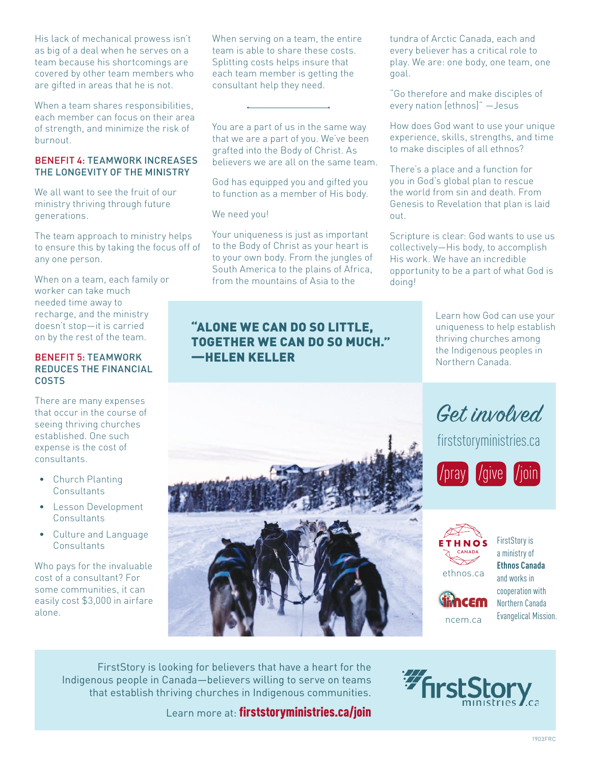His lack of mechanical prowess isn't as big of a deal when he serves on a team because his shortcomings are covered by other team members who are gifted in areas that he is not.

When a team shares responsibilities, each member can focus on their area of strength, and minimize the risk of burnout.

### BENEFIT 4: TEAMWORK INCREASES THE LONGEVITY OF THE MINISTRY

We all want to see the fruit of our ministry thriving through future generations.

The team approach to ministry helps to ensure this by taking the focus off of any one person.

When on a team, each family or worker can take much needed time away to recharge, and the ministry doesn't stop—it is carried on by the rest of the team.

### BENEFIT 5: TEAMWORK REDUCES THE FINANCIAL COSTS

There are many expenses that occur in the course of seeing thriving churches established. One such expense is the cost of consultants.

- Church Planting Consultants
- Lesson Development Consultants
- Culture and Language Consultants

Who pays for the invaluable cost of a consultant? For some communities, it can easily cost $3,000 in airfare alone.

When serving on a team, the entire team is able to share these costs. Splitting costs helps insure that each team member is getting the consultant help they need.

---

You are a part of us in the same way that we are a part of you. We've been grafted into the Body of Christ. As believers we are all on the same team.

God has equipped you and gifted you to function as a member of His body.

We need you!

Your uniqueness is just as important to the Body of Christ as your heart is to your own body. From the jungles of South America to the plains of Africa, from the mountains of Asia to the tundra of Arctic Canada, each and every believer has a critical role to play. We are: one body, one team, one goal.

"Go therefore and make disciples of every nation [ethnos]" —Jesus

How does God want to use your unique experience, skills, strengths, and time to make disciples of all ethnos?

There's a place and a function for you in God's global plan to rescue the world from sin and death. From Genesis to Revelation that plan is laid out.

Scripture is clear: God wants to use us collectively—His body, to accomplish His work. We have an incredible opportunity to be a part of what God is doing!

**"ALONE WE CAN DO SO LITTLE, TOGETHER WE CAN DO SO MUCH." —HELEN KELLER**

Learn how God can use your uniqueness to help establish thriving churches among the Indigenous peoples in Northern Canada.

*Get involved*

firststoryministries.ca

/pray /give /join

ETHNOS CANADA

ethnos.ca

ncem

ncem.ca

FirstStory is a ministry of **Ethnos Canada** and works in cooperation with Northern Canada Evangelical Mission.

FirstStory is looking for believers that have a heart for the Indigenous people in Canada—believers willing to serve on teams that establish thriving churches in Indigenous communities.

Learn more at: **firststoryministries.ca/join**

firstStory ministries.ca

1903FRC